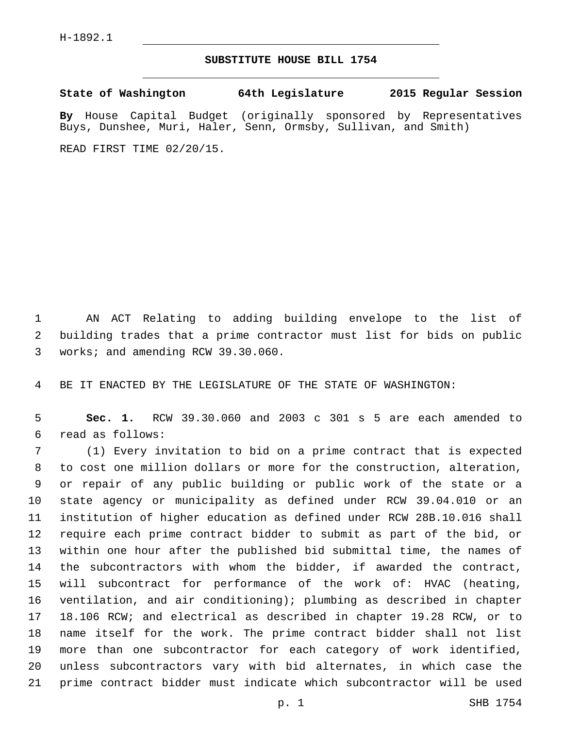H-1892.1

# SUBSTITUTE HOUSE BILL 1754

**State of Washington 64th Legislature 2015 Regular Session**

**By** House Capital Budget (originally sponsored by Representatives Buys, Dunshee, Muri, Haler, Senn, Ormsby, Sullivan, and Smith)

READ FIRST TIME 02/20/15.

AN ACT Relating to adding building envelope to the list of building trades that a prime contractor must list for bids on public works; and amending RCW 39.30.060.

BE IT ENACTED BY THE LEGISLATURE OF THE STATE OF WASHINGTON:

**Sec. 1.** RCW 39.30.060 and 2003 c 301 s 5 are each amended to read as follows:

(1) Every invitation to bid on a prime contract that is expected to cost one million dollars or more for the construction, alteration, or repair of any public building or public work of the state or a state agency or municipality as defined under RCW 39.04.010 or an institution of higher education as defined under RCW 28B.10.016 shall require each prime contract bidder to submit as part of the bid, or within one hour after the published bid submittal time, the names of the subcontractors with whom the bidder, if awarded the contract, will subcontract for performance of the work of: HVAC (heating, ventilation, and air conditioning); plumbing as described in chapter 18.106 RCW; and electrical as described in chapter 19.28 RCW, or to name itself for the work. The prime contract bidder shall not list more than one subcontractor for each category of work identified, unless subcontractors vary with bid alternates, in which case the prime contract bidder must indicate which subcontractor will be used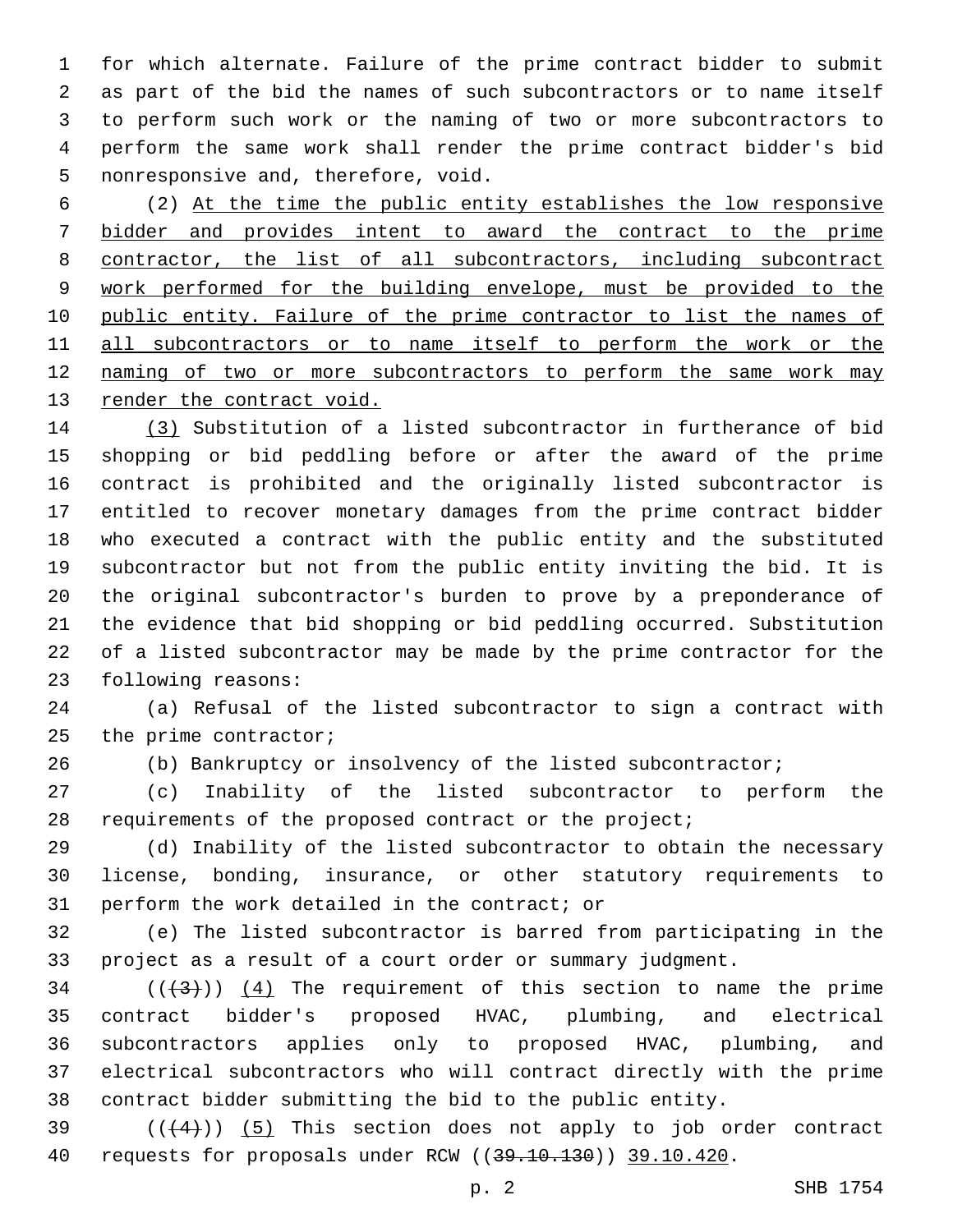for which alternate. Failure of the prime contract bidder to submit as part of the bid the names of such subcontractors or to name itself to perform such work or the naming of two or more subcontractors to perform the same work shall render the prime contract bidder's bid nonresponsive and, therefore, void.

(2) At the time the public entity establishes the low responsive bidder and provides intent to award the contract to the prime contractor, the list of all subcontractors, including subcontract work performed for the building envelope, must be provided to the public entity. Failure of the prime contractor to list the names of all subcontractors or to name itself to perform the work or the naming of two or more subcontractors to perform the same work may render the contract void.

(3) Substitution of a listed subcontractor in furtherance of bid shopping or bid peddling before or after the award of the prime contract is prohibited and the originally listed subcontractor is entitled to recover monetary damages from the prime contract bidder who executed a contract with the public entity and the substituted subcontractor but not from the public entity inviting the bid. It is the original subcontractor's burden to prove by a preponderance of the evidence that bid shopping or bid peddling occurred. Substitution of a listed subcontractor may be made by the prime contractor for the following reasons:

(a) Refusal of the listed subcontractor to sign a contract with the prime contractor;

(b) Bankruptcy or insolvency of the listed subcontractor;

(c) Inability of the listed subcontractor to perform the requirements of the proposed contract or the project;

(d) Inability of the listed subcontractor to obtain the necessary license, bonding, insurance, or other statutory requirements to perform the work detailed in the contract; or

(e) The listed subcontractor is barred from participating in the project as a result of a court order or summary judgment.

((~~(3)~~)) (4) The requirement of this section to name the prime contract bidder's proposed HVAC, plumbing, and electrical subcontractors applies only to proposed HVAC, plumbing, and electrical subcontractors who will contract directly with the prime contract bidder submitting the bid to the public entity.

((~~(4)~~)) (5) This section does not apply to job order contract requests for proposals under RCW ((~~39.10.130~~)) 39.10.420.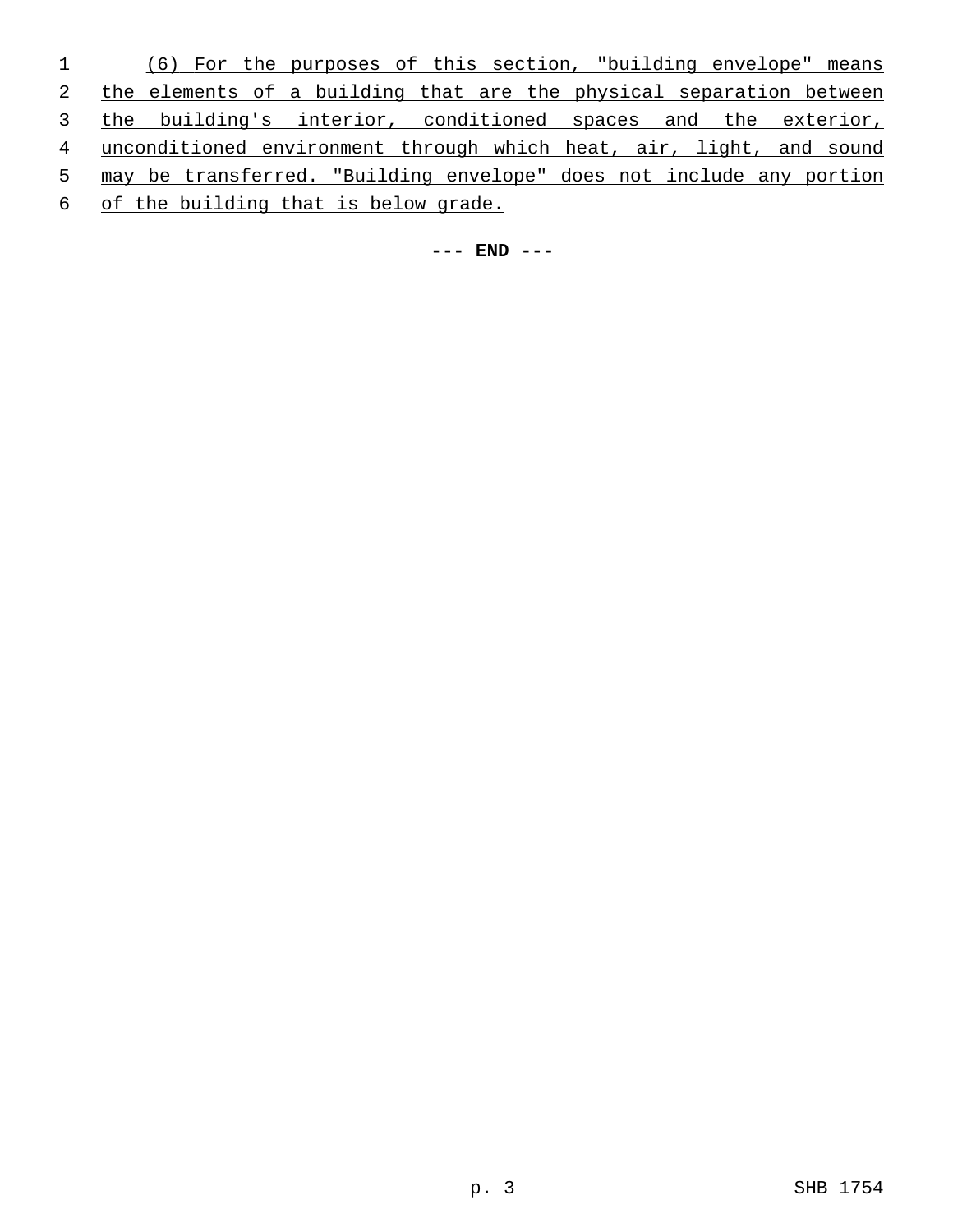(6) For the purposes of this section, "building envelope" means the elements of a building that are the physical separation between the building's interior, conditioned spaces and the exterior, unconditioned environment through which heat, air, light, and sound may be transferred. "Building envelope" does not include any portion of the building that is below grade.

**--- END ---**